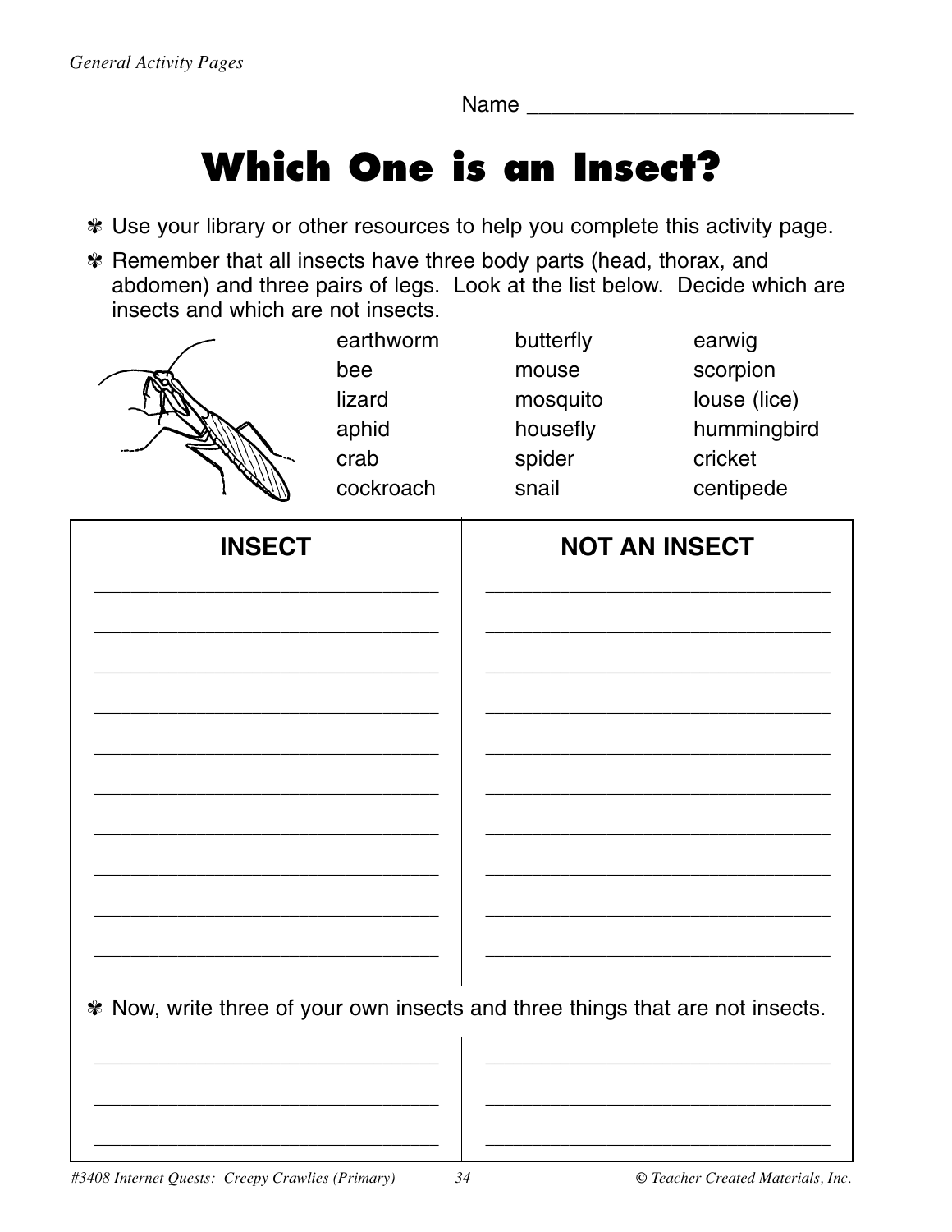Name ___________________________

# Which One is an Insect?

- Use your library or other resources to help you complete this activity page.
- Remember that all insects have three body parts (head, thorax, and abdomen) and three pairs of legs. Look at the list below. Decide which are insects and which are not insects.

| | | |
|---|---|---|
| earthworm | butterfly | earwig |
| bee | mouse | scorpion |
| lizard | mosquito | louse (lice) |
| aphid | housefly | hummingbird |
| crab | spider | cricket |
| cockroach | snail | centipede |

| INSECT | NOT AN INSECT |
|---|---|
| ___________________________ | ___________________________ |
| ___________________________ | ___________________________ |
| ___________________________ | ___________________________ |
| ___________________________ | ___________________________ |
| ___________________________ | ___________________________ |
| ___________________________ | ___________________________ |
| ___________________________ | ___________________________ |
| ___________________________ | ___________________________ |
| ___________________________ | ___________________________ |
| ___________________________ | ___________________________ |

- Now, write three of your own insects and three things that are not insects.

| | |
|---|---|
| ___________________________ | ___________________________ |
| ___________________________ | ___________________________ |
| ___________________________ | ___________________________ |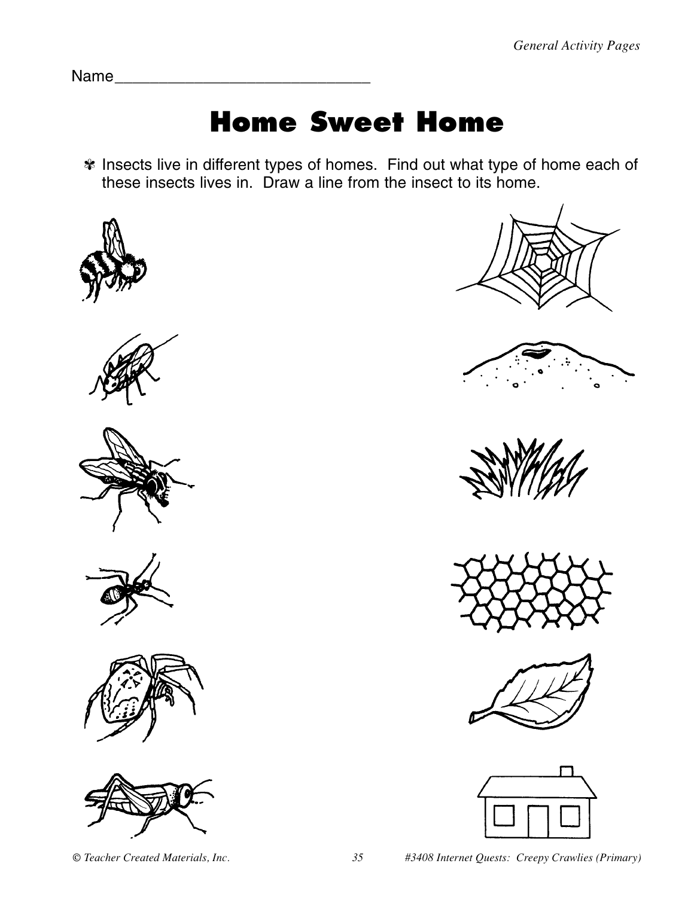Name______________________________

# Home Sweet Home

✾ Insects live in different types of homes. Find out what type of home each of these insects lives in. Draw a line from the insect to its home.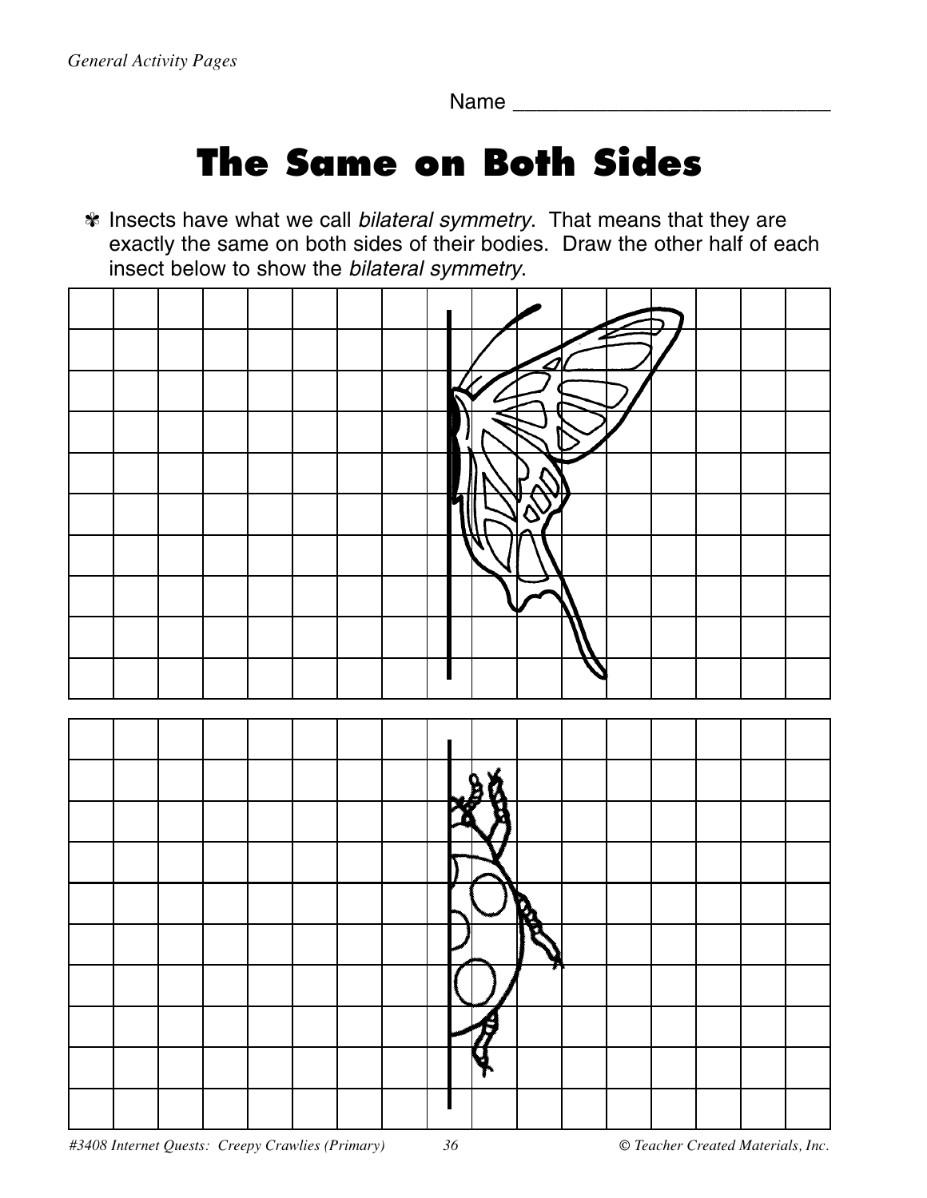Name ____________________________

# The Same on Both Sides

- Insects have what we call *bilateral symmetry*. That means that they are exactly the same on both sides of their bodies. Draw the other half of each insect below to show the *bilateral symmetry*.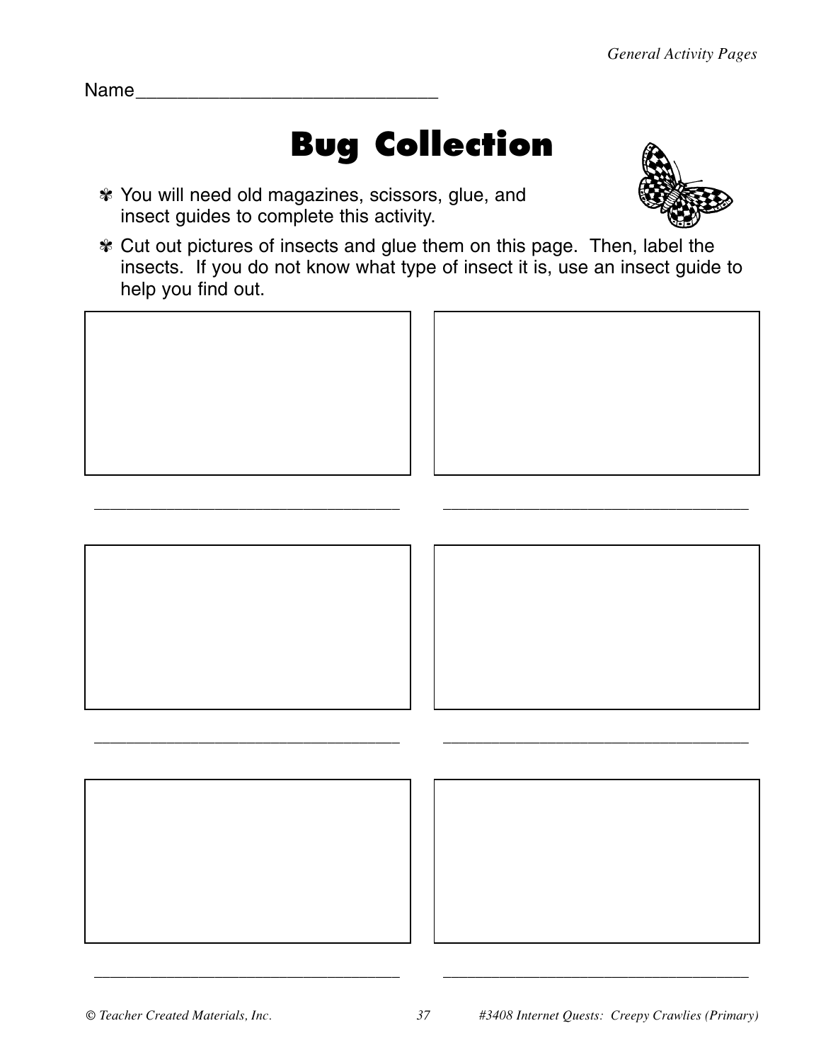Name______________________________

# Bug Collection

- You will need old magazines, scissors, glue, and insect guides to complete this activity.
- Cut out pictures of insects and glue them on this page. Then, label the insects. If you do not know what type of insect it is, use an insect guide to help you find out.

| | |
|---|---|
| | |
| ______________________________ | ______________________________ |
| | |
| ______________________________ | ______________________________ |
| | |
| ______________________________ | ______________________________ |